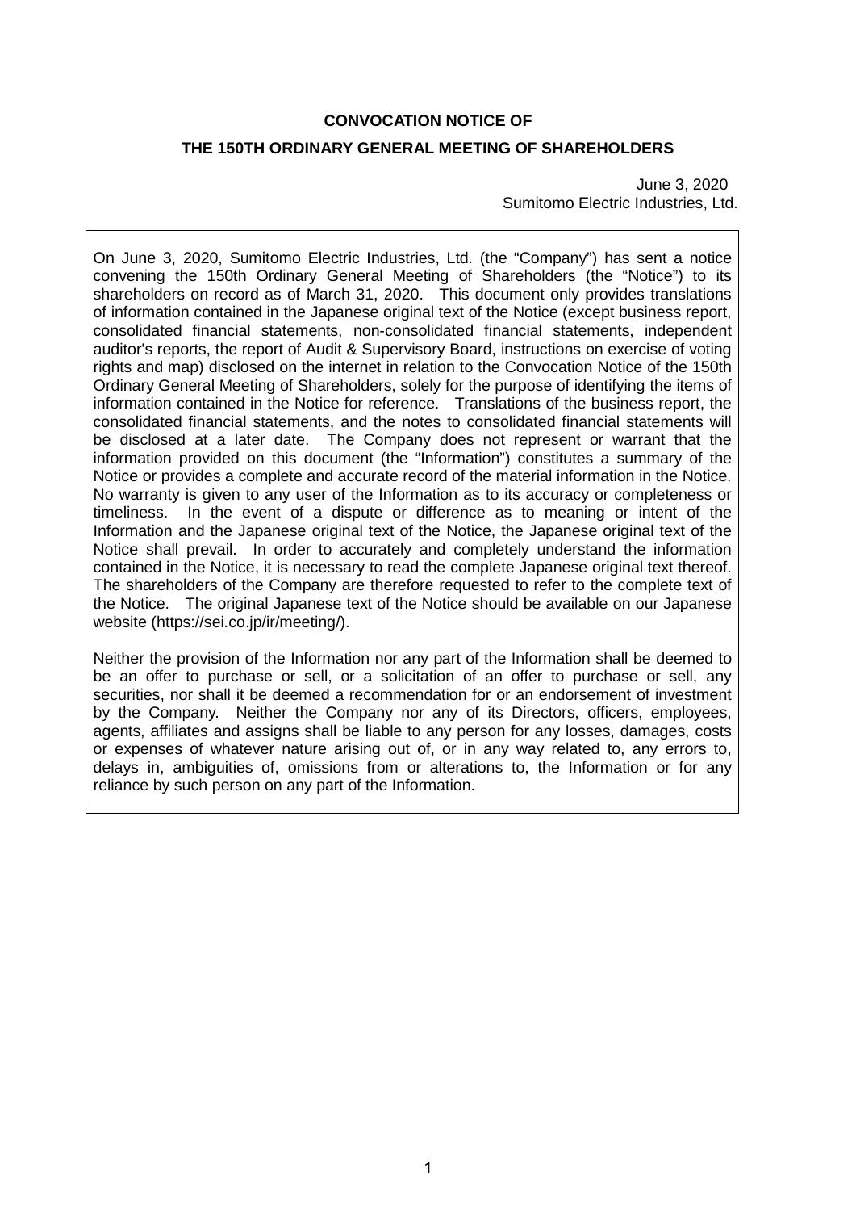**CONVOCATION NOTICE OF**

**THE 150TH ORDINARY GENERAL MEETING OF SHAREHOLDERS**

June 3, 2020
Sumitomo Electric Industries, Ltd.

On June 3, 2020, Sumitomo Electric Industries, Ltd. (the "Company") has sent a notice convening the 150th Ordinary General Meeting of Shareholders (the "Notice") to its shareholders on record as of March 31, 2020. This document only provides translations of information contained in the Japanese original text of the Notice (except business report, consolidated financial statements, non-consolidated financial statements, independent auditor's reports, the report of Audit & Supervisory Board, instructions on exercise of voting rights and map) disclosed on the internet in relation to the Convocation Notice of the 150th Ordinary General Meeting of Shareholders, solely for the purpose of identifying the items of information contained in the Notice for reference. Translations of the business report, the consolidated financial statements, and the notes to consolidated financial statements will be disclosed at a later date. The Company does not represent or warrant that the information provided on this document (the "Information") constitutes a summary of the Notice or provides a complete and accurate record of the material information in the Notice. No warranty is given to any user of the Information as to its accuracy or completeness or timeliness. In the event of a dispute or difference as to meaning or intent of the Information and the Japanese original text of the Notice, the Japanese original text of the Notice shall prevail. In order to accurately and completely understand the information contained in the Notice, it is necessary to read the complete Japanese original text thereof. The shareholders of the Company are therefore requested to refer to the complete text of the Notice. The original Japanese text of the Notice should be available on our Japanese website (https://sei.co.jp/ir/meeting/).

Neither the provision of the Information nor any part of the Information shall be deemed to be an offer to purchase or sell, or a solicitation of an offer to purchase or sell, any securities, nor shall it be deemed a recommendation for or an endorsement of investment by the Company. Neither the Company nor any of its Directors, officers, employees, agents, affiliates and assigns shall be liable to any person for any losses, damages, costs or expenses of whatever nature arising out of, or in any way related to, any errors to, delays in, ambiguities of, omissions from or alterations to, the Information or for any reliance by such person on any part of the Information.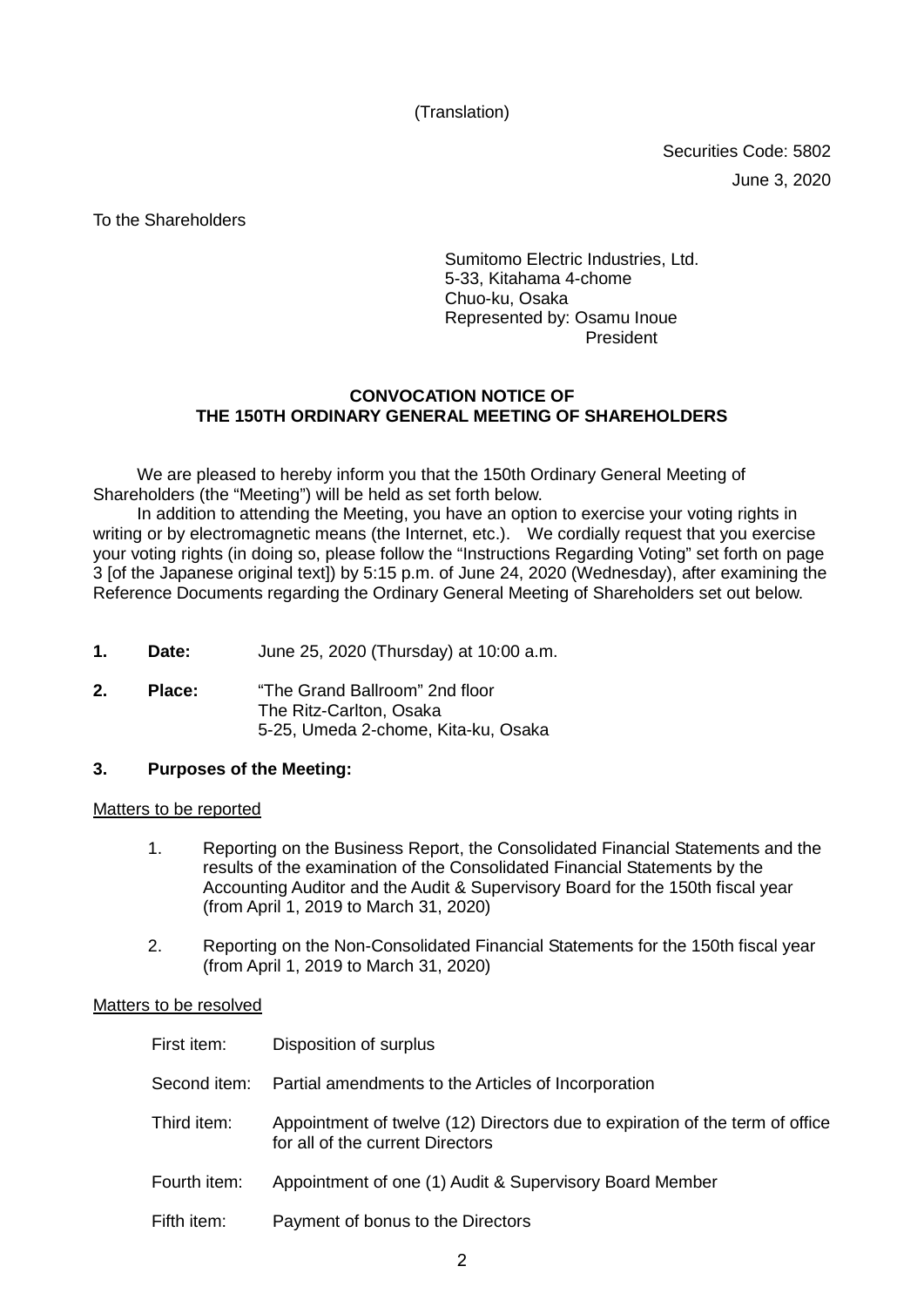(Translation)

Securities Code: 5802

June 3, 2020

To the Shareholders

Sumitomo Electric Industries, Ltd.
5-33, Kitahama 4-chome
Chuo-ku, Osaka
Represented by: Osamu Inoue
President

## CONVOCATION NOTICE OF THE 150TH ORDINARY GENERAL MEETING OF SHAREHOLDERS

We are pleased to hereby inform you that the 150th Ordinary General Meeting of Shareholders (the "Meeting") will be held as set forth below.

In addition to attending the Meeting, you have an option to exercise your voting rights in writing or by electromagnetic means (the Internet, etc.). We cordially request that you exercise your voting rights (in doing so, please follow the "Instructions Regarding Voting" set forth on page 3 [of the Japanese original text]) by 5:15 p.m. of June 24, 2020 (Wednesday), after examining the Reference Documents regarding the Ordinary General Meeting of Shareholders set out below.

**1. Date:** June 25, 2020 (Thursday) at 10:00 a.m.

**2. Place:** "The Grand Ballroom" 2nd floor
The Ritz-Carlton, Osaka
5-25, Umeda 2-chome, Kita-ku, Osaka

**3. Purposes of the Meeting:**

Matters to be reported

1. Reporting on the Business Report, the Consolidated Financial Statements and the results of the examination of the Consolidated Financial Statements by the Accounting Auditor and the Audit & Supervisory Board for the 150th fiscal year (from April 1, 2019 to March 31, 2020)
2. Reporting on the Non-Consolidated Financial Statements for the 150th fiscal year (from April 1, 2019 to March 31, 2020)

Matters to be resolved

First item: Disposition of surplus

Second item: Partial amendments to the Articles of Incorporation

Third item: Appointment of twelve (12) Directors due to expiration of the term of office for all of the current Directors

Fourth item: Appointment of one (1) Audit & Supervisory Board Member

Fifth item: Payment of bonus to the Directors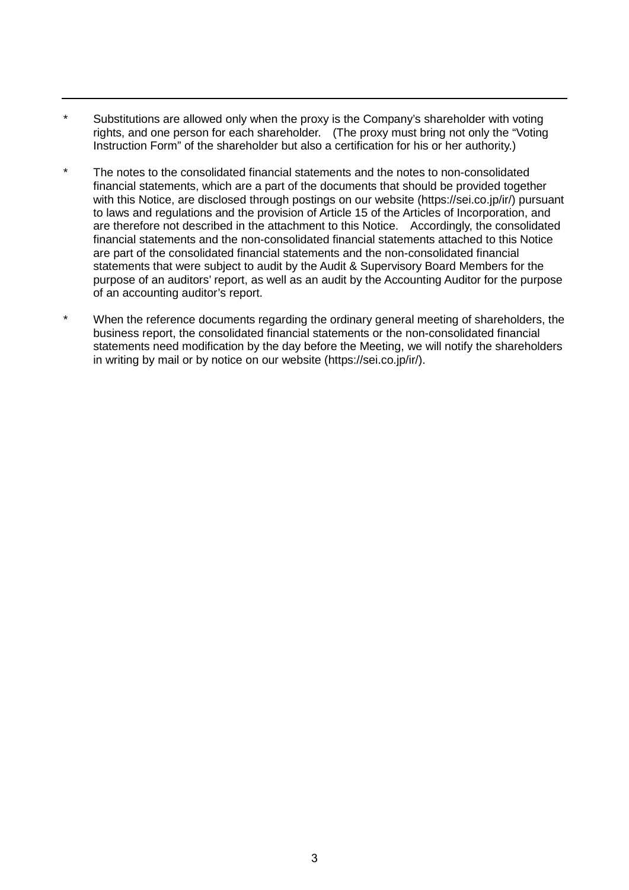---

* Substitutions are allowed only when the proxy is the Company's shareholder with voting rights, and one person for each shareholder. (The proxy must bring not only the "Voting Instruction Form" of the shareholder but also a certification for his or her authority.)

* The notes to the consolidated financial statements and the notes to non-consolidated financial statements, which are a part of the documents that should be provided together with this Notice, are disclosed through postings on our website (https://sei.co.jp/ir/) pursuant to laws and regulations and the provision of Article 15 of the Articles of Incorporation, and are therefore not described in the attachment to this Notice. Accordingly, the consolidated financial statements and the non-consolidated financial statements attached to this Notice are part of the consolidated financial statements and the non-consolidated financial statements that were subject to audit by the Audit & Supervisory Board Members for the purpose of an auditors' report, as well as an audit by the Accounting Auditor for the purpose of an accounting auditor's report.

* When the reference documents regarding the ordinary general meeting of shareholders, the business report, the consolidated financial statements or the non-consolidated financial statements need modification by the day before the Meeting, we will notify the shareholders in writing by mail or by notice on our website (https://sei.co.jp/ir/).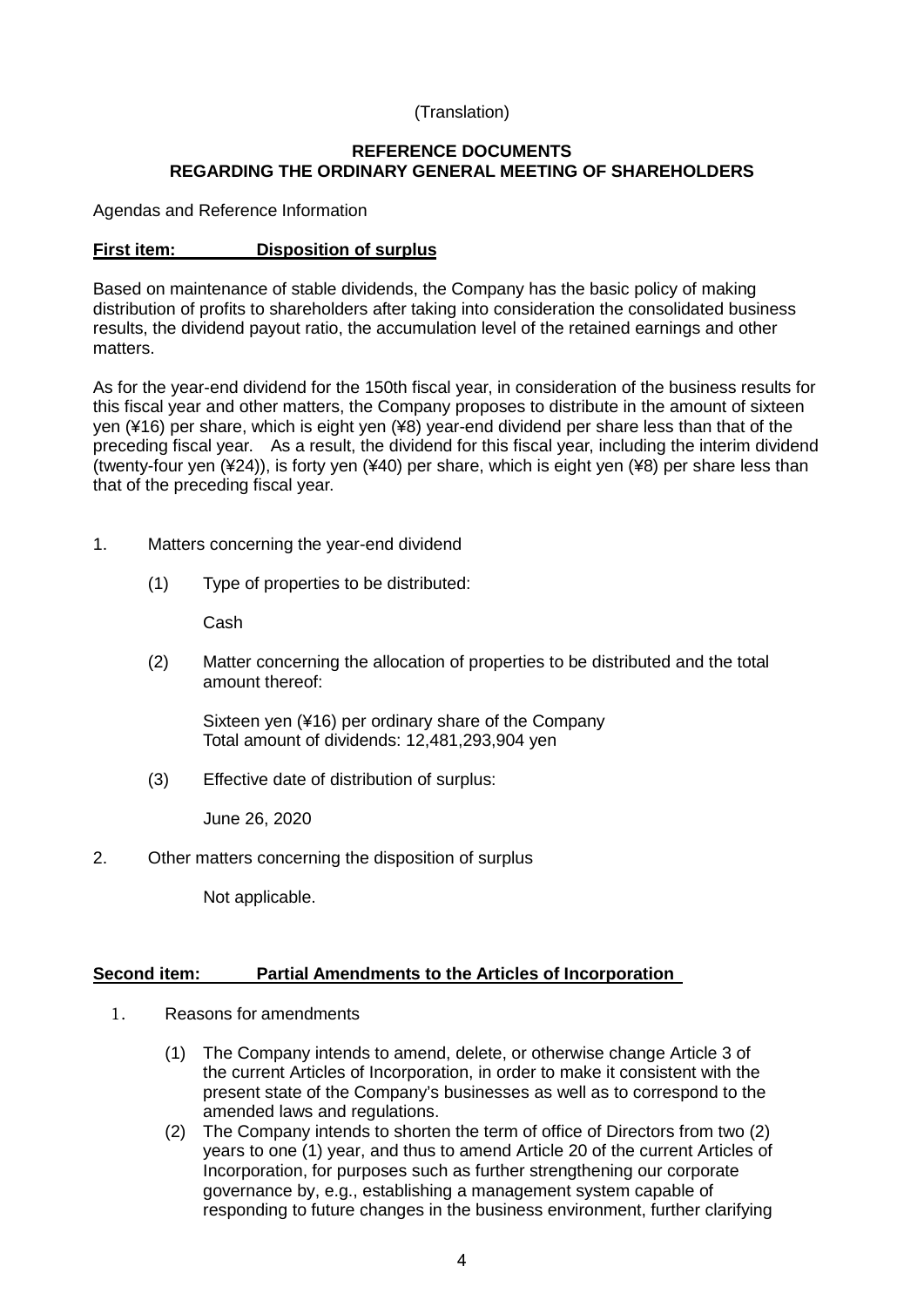(Translation)

# REFERENCE DOCUMENTS
# REGARDING THE ORDINARY GENERAL MEETING OF SHAREHOLDERS

Agendas and Reference Information

**First item: Disposition of surplus**

Based on maintenance of stable dividends, the Company has the basic policy of making distribution of profits to shareholders after taking into consideration the consolidated business results, the dividend payout ratio, the accumulation level of the retained earnings and other matters.

As for the year-end dividend for the 150th fiscal year, in consideration of the business results for this fiscal year and other matters, the Company proposes to distribute in the amount of sixteen yen (¥16) per share, which is eight yen (¥8) year-end dividend per share less than that of the preceding fiscal year. As a result, the dividend for this fiscal year, including the interim dividend (twenty-four yen (¥24)), is forty yen (¥40) per share, which is eight yen (¥8) per share less than that of the preceding fiscal year.

1. Matters concerning the year-end dividend

   (1) Type of properties to be distributed:

   Cash

   (2) Matter concerning the allocation of properties to be distributed and the total amount thereof:

   Sixteen yen (¥16) per ordinary share of the Company
   Total amount of dividends: 12,481,293,904 yen

   (3) Effective date of distribution of surplus:

   June 26, 2020

2. Other matters concerning the disposition of surplus

   Not applicable.

**Second item: Partial Amendments to the Articles of Incorporation**

1. Reasons for amendments

   (1) The Company intends to amend, delete, or otherwise change Article 3 of the current Articles of Incorporation, in order to make it consistent with the present state of the Company's businesses as well as to correspond to the amended laws and regulations.

   (2) The Company intends to shorten the term of office of Directors from two (2) years to one (1) year, and thus to amend Article 20 of the current Articles of Incorporation, for purposes such as further strengthening our corporate governance by, e.g., establishing a management system capable of responding to future changes in the business environment, further clarifying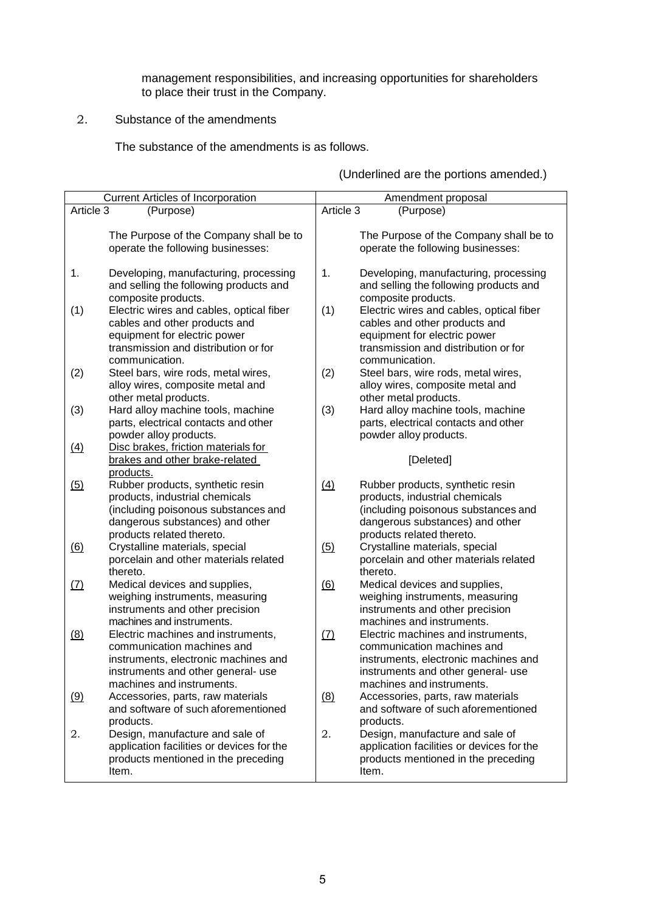management responsibilities, and increasing opportunities for shareholders to place their trust in the Company.

2. Substance of the amendments

The substance of the amendments is as follows.

(Underlined are the portions amended.)

| Current Articles of Incorporation | Amendment proposal |
|---|---|
| Article 3 (Purpose) | Article 3 (Purpose) |
| The Purpose of the Company shall be to operate the following businesses: | The Purpose of the Company shall be to operate the following businesses: |
| 1. Developing, manufacturing, processing and selling the following products and composite products. | 1. Developing, manufacturing, processing and selling the following products and composite products. |
| (1) Electric wires and cables, optical fiber cables and other products and equipment for electric power transmission and distribution or for communication. | (1) Electric wires and cables, optical fiber cables and other products and equipment for electric power transmission and distribution or for communication. |
| (2) Steel bars, wire rods, metal wires, alloy wires, composite metal and other metal products. | (2) Steel bars, wire rods, metal wires, alloy wires, composite metal and other metal products. |
| (3) Hard alloy machine tools, machine parts, electrical contacts and other powder alloy products. | (3) Hard alloy machine tools, machine parts, electrical contacts and other powder alloy products. |
| <u>(4)</u> <u>Disc brakes, friction materials for brakes and other brake-related products.</u> | [Deleted] |
| <u>(5)</u> Rubber products, synthetic resin products, industrial chemicals (including poisonous substances and dangerous substances) and other products related thereto. | <u>(4)</u> Rubber products, synthetic resin products, industrial chemicals (including poisonous substances and dangerous substances) and other products related thereto. |
| <u>(6)</u> Crystalline materials, special porcelain and other materials related thereto. | <u>(5)</u> Crystalline materials, special porcelain and other materials related thereto. |
| <u>(7)</u> Medical devices and supplies, weighing instruments, measuring instruments and other precision machines and instruments. | <u>(6)</u> Medical devices and supplies, weighing instruments, measuring instruments and other precision machines and instruments. |
| <u>(8)</u> Electric machines and instruments, communication machines and instruments, electronic machines and instruments and other general- use machines and instruments. | <u>(7)</u> Electric machines and instruments, communication machines and instruments, electronic machines and instruments and other general- use machines and instruments. |
| <u>(9)</u> Accessories, parts, raw materials and software of such aforementioned products. | <u>(8)</u> Accessories, parts, raw materials and software of such aforementioned products. |
| 2. Design, manufacture and sale of application facilities or devices for the products mentioned in the preceding Item. | 2. Design, manufacture and sale of application facilities or devices for the products mentioned in the preceding Item. |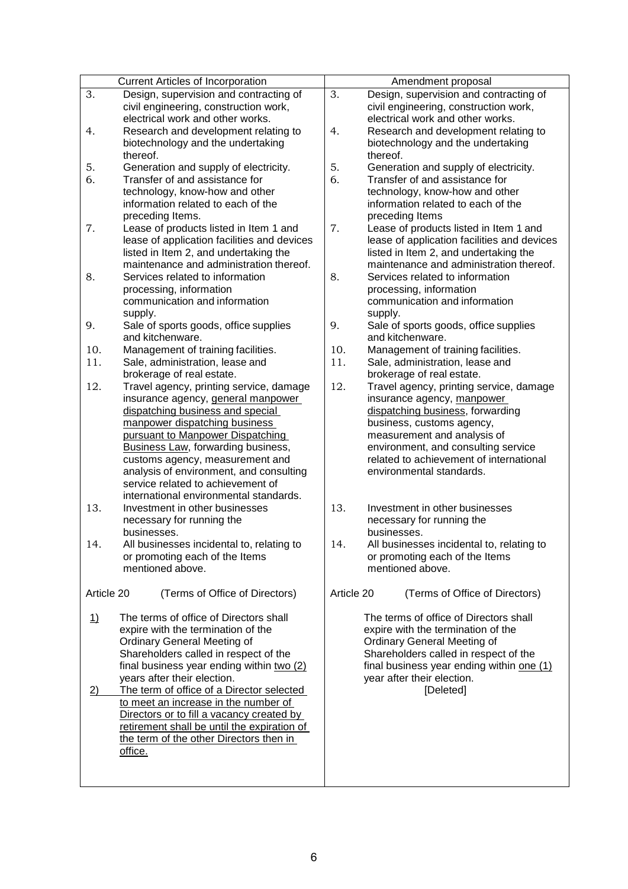| Current Articles of Incorporation | Amendment proposal |
|---|---|
| 3. Design, supervision and contracting of civil engineering, construction work, electrical work and other works. | 3. Design, supervision and contracting of civil engineering, construction work, electrical work and other works. |
| 4. Research and development relating to biotechnology and the undertaking thereof. | 4. Research and development relating to biotechnology and the undertaking thereof. |
| 5. Generation and supply of electricity. | 5. Generation and supply of electricity. |
| 6. Transfer of and assistance for technology, know-how and other information related to each of the preceding Items. | 6. Transfer of and assistance for technology, know-how and other information related to each of the preceding Items |
| 7. Lease of products listed in Item 1 and lease of application facilities and devices listed in Item 2, and undertaking the maintenance and administration thereof. | 7. Lease of products listed in Item 1 and lease of application facilities and devices listed in Item 2, and undertaking the maintenance and administration thereof. |
| 8. Services related to information processing, information communication and information supply. | 8. Services related to information processing, information communication and information supply. |
| 9. Sale of sports goods, office supplies and kitchenware. | 9. Sale of sports goods, office supplies and kitchenware. |
| 10. Management of training facilities. | 10. Management of training facilities. |
| 11. Sale, administration, lease and brokerage of real estate. | 11. Sale, administration, lease and brokerage of real estate. |
| 12. Travel agency, printing service, damage insurance agency, <u>general manpower dispatching business and special manpower dispatching business pursuant to Manpower Dispatching Business Law</u>, forwarding business, customs agency, measurement and analysis of environment, and consulting service related to achievement of international environmental standards. | 12. Travel agency, printing service, damage insurance agency, <u>manpower dispatching business</u>, forwarding business, customs agency, measurement and analysis of environment, and consulting service related to achievement of international environmental standards. |
| 13. Investment in other businesses necessary for running the businesses. | 13. Investment in other businesses necessary for running the businesses. |
| 14. All businesses incidental to, relating to or promoting each of the Items mentioned above. | 14. All businesses incidental to, relating to or promoting each of the Items mentioned above. |
| Article 20 (Terms of Office of Directors) | Article 20 (Terms of Office of Directors) |
| <u>1)</u> The terms of office of Directors shall expire with the termination of the Ordinary General Meeting of Shareholders called in respect of the final business year ending within <u>two (2)</u> years after their election. | The terms of office of Directors shall expire with the termination of the Ordinary General Meeting of Shareholders called in respect of the final business year ending within <u>one (1)</u> year after their election. |
| <u>2) The term of office of a Director selected to meet an increase in the number of Directors or to fill a vacancy created by retirement shall be until the expiration of the term of the other Directors then in office.</u> | [Deleted] |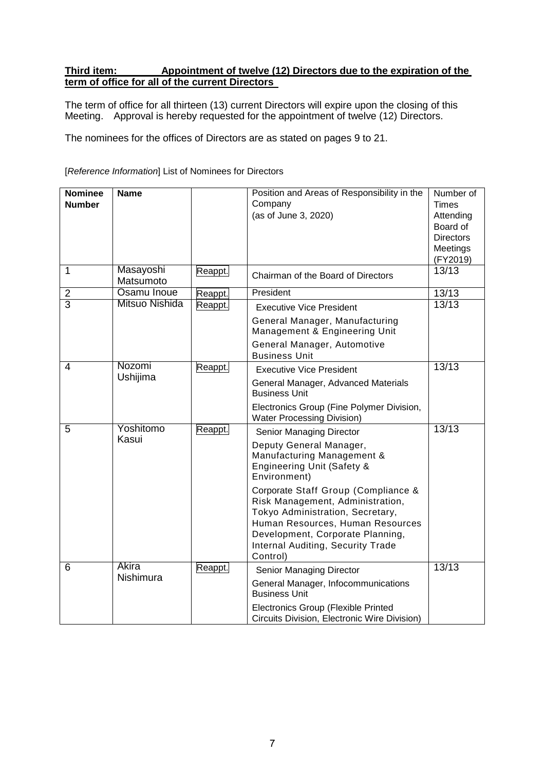**Third item: Appointment of twelve (12) Directors due to the expiration of the term of office for all of the current Directors**

The term of office for all thirteen (13) current Directors will expire upon the closing of this Meeting. Approval is hereby requested for the appointment of twelve (12) Directors.

The nominees for the offices of Directors are as stated on pages 9 to 21.

[*Reference Information*] List of Nominees for Directors

| Nominee Number | Name | | Position and Areas of Responsibility in the Company (as of June 3, 2020) | Number of Times Attending Board of Directors Meetings (FY2019) |
|---|---|---|---|---|
| 1 | Masayoshi Matsumoto | Reappt. | Chairman of the Board of Directors | 13/13 |
| 2 | Osamu Inoue | Reappt. | President | 13/13 |
| 3 | Mitsuo Nishida | Reappt. | Executive Vice President<br>General Manager, Manufacturing Management & Engineering Unit<br>General Manager, Automotive Business Unit | 13/13 |
| 4 | Nozomi Ushijima | Reappt. | Executive Vice President<br>General Manager, Advanced Materials Business Unit<br>Electronics Group (Fine Polymer Division, Water Processing Division) | 13/13 |
| 5 | Yoshitomo Kasui | Reappt. | Senior Managing Director<br>Deputy General Manager, Manufacturing Management & Engineering Unit (Safety & Environment)<br>Corporate Staff Group (Compliance & Risk Management, Administration, Tokyo Administration, Secretary, Human Resources, Human Resources Development, Corporate Planning, Internal Auditing, Security Trade Control) | 13/13 |
| 6 | Akira Nishimura | Reappt. | Senior Managing Director<br>General Manager, Infocommunications Business Unit<br>Electronics Group (Flexible Printed Circuits Division, Electronic Wire Division) | 13/13 |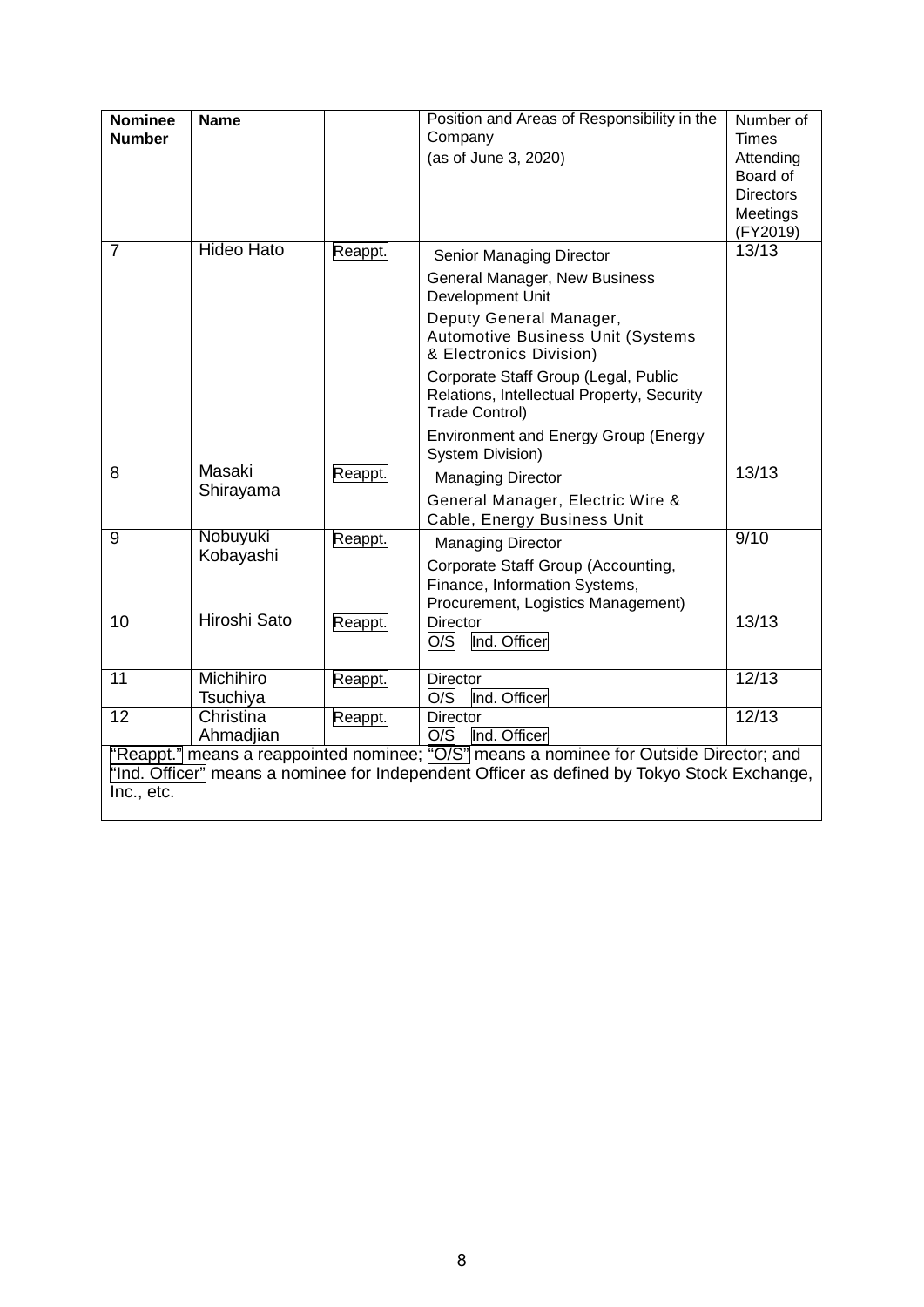| Nominee Number | Name | | Position and Areas of Responsibility in the Company (as of June 3, 2020) | Number of Times Attending Board of Directors Meetings (FY2019) |
|---|---|---|---|---|
| 7 | Hideo Hato | Reappt. | Senior Managing Director<br>General Manager, New Business Development Unit<br>Deputy General Manager, Automotive Business Unit (Systems & Electronics Division)<br>Corporate Staff Group (Legal, Public Relations, Intellectual Property, Security Trade Control)<br>Environment and Energy Group (Energy System Division) | 13/13 |
| 8 | Masaki Shirayama | Reappt. | Managing Director<br>General Manager, Electric Wire & Cable, Energy Business Unit | 13/13 |
| 9 | Nobuyuki Kobayashi | Reappt. | Managing Director<br>Corporate Staff Group (Accounting, Finance, Information Systems, Procurement, Logistics Management) | 9/10 |
| 10 | Hiroshi Sato | Reappt. | Director<br>O/S Ind. Officer | 13/13 |
| 11 | Michihiro Tsuchiya | Reappt. | Director<br>O/S Ind. Officer | 12/13 |
| 12 | Christina Ahmadjian | Reappt. | Director<br>O/S Ind. Officer | 12/13 |

"Reappt." means a reappointed nominee; "O/S" means a nominee for Outside Director; and "Ind. Officer" means a nominee for Independent Officer as defined by Tokyo Stock Exchange, Inc., etc.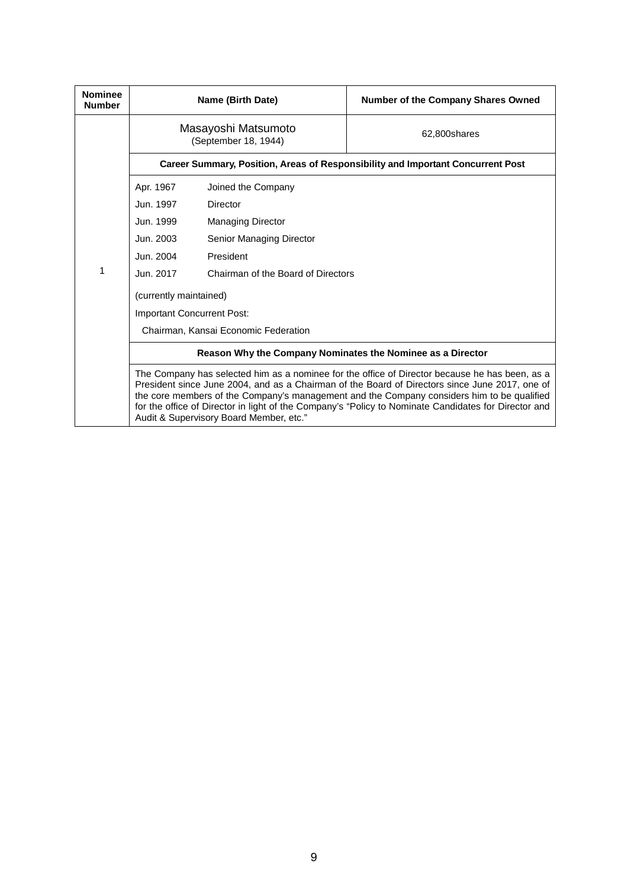| Nominee Number | Name (Birth Date) | Number of the Company Shares Owned |
| --- | --- | --- |
| 1 | Masayoshi Matsumoto (September 18, 1944) | 62,800shares |
| | **Career Summary, Position, Areas of Responsibility and Important Concurrent Post** | |
| | Apr. 1967 Joined the Company<br>Jun. 1997 Director<br>Jun. 1999 Managing Director<br>Jun. 2003 Senior Managing Director<br>Jun. 2004 President<br>Jun. 2017 Chairman of the Board of Directors<br>(currently maintained)<br>Important Concurrent Post:<br>Chairman, Kansai Economic Federation | |
| | **Reason Why the Company Nominates the Nominee as a Director** | |
| | The Company has selected him as a nominee for the office of Director because he has been, as a President since June 2004, and as a Chairman of the Board of Directors since June 2017, one of the core members of the Company's management and the Company considers him to be qualified for the office of Director in light of the Company's "Policy to Nominate Candidates for Director and Audit & Supervisory Board Member, etc." | |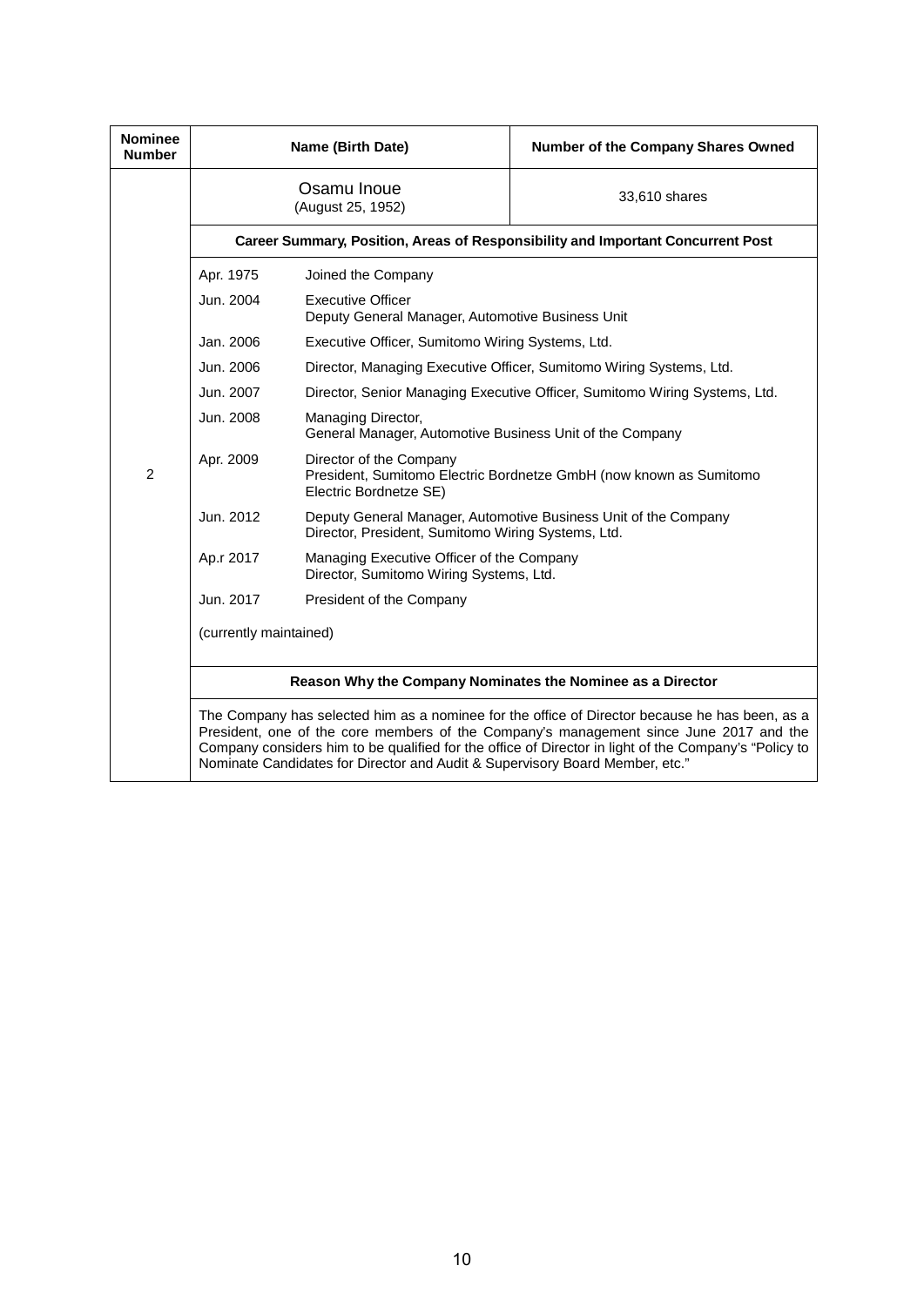| Nominee Number | Name (Birth Date) | | Number of the Company Shares Owned |
|---|---|---|---|
| 2 | Osamu Inoue (August 25, 1952) | | 33,610 shares |
| | **Career Summary, Position, Areas of Responsibility and Important Concurrent Post** | | |
| | Apr. 1975 | Joined the Company | |
| | Jun. 2004 | Executive Officer<br>Deputy General Manager, Automotive Business Unit | |
| | Jan. 2006 | Executive Officer, Sumitomo Wiring Systems, Ltd. | |
| | Jun. 2006 | Director, Managing Executive Officer, Sumitomo Wiring Systems, Ltd. | |
| | Jun. 2007 | Director, Senior Managing Executive Officer, Sumitomo Wiring Systems, Ltd. | |
| | Jun. 2008 | Managing Director,<br>General Manager, Automotive Business Unit of the Company | |
| | Apr. 2009 | Director of the Company<br>President, Sumitomo Electric Bordnetze GmbH (now known as Sumitomo Electric Bordnetze SE) | |
| | Jun. 2012 | Deputy General Manager, Automotive Business Unit of the Company<br>Director, President, Sumitomo Wiring Systems, Ltd. | |
| | Ap.r 2017 | Managing Executive Officer of the Company<br>Director, Sumitomo Wiring Systems, Ltd. | |
| | Jun. 2017 | President of the Company | |
| | (currently maintained) | | |
| | **Reason Why the Company Nominates the Nominee as a Director** | | |
| | The Company has selected him as a nominee for the office of Director because he has been, as a President, one of the core members of the Company's management since June 2017 and the Company considers him to be qualified for the office of Director in light of the Company's "Policy to Nominate Candidates for Director and Audit & Supervisory Board Member, etc." | | |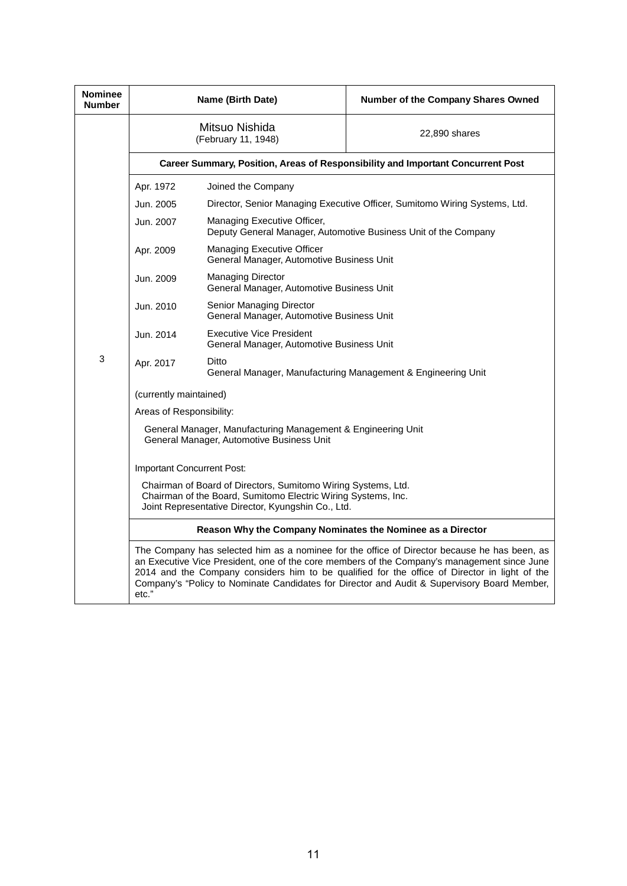| Nominee Number | Name (Birth Date) | | Number of the Company Shares Owned |
|---|---|---|---|
| 3 | Mitsuo Nishida (February 11, 1948) | | 22,890 shares |
| | **Career Summary, Position, Areas of Responsibility and Important Concurrent Post** | | |
| | Apr. 1972 | Joined the Company | |
| | Jun. 2005 | Director, Senior Managing Executive Officer, Sumitomo Wiring Systems, Ltd. | |
| | Jun. 2007 | Managing Executive Officer, Deputy General Manager, Automotive Business Unit of the Company | |
| | Apr. 2009 | Managing Executive Officer General Manager, Automotive Business Unit | |
| | Jun. 2009 | Managing Director General Manager, Automotive Business Unit | |
| | Jun. 2010 | Senior Managing Director General Manager, Automotive Business Unit | |
| | Jun. 2014 | Executive Vice President General Manager, Automotive Business Unit | |
| | Apr. 2017 | Ditto General Manager, Manufacturing Management & Engineering Unit | |
| | (currently maintained)<br>Areas of Responsibility:<br>General Manager, Manufacturing Management & Engineering Unit<br>General Manager, Automotive Business Unit<br><br>Important Concurrent Post:<br>Chairman of Board of Directors, Sumitomo Wiring Systems, Ltd.<br>Chairman of the Board, Sumitomo Electric Wiring Systems, Inc.<br>Joint Representative Director, Kyungshin Co., Ltd. | | |
| | **Reason Why the Company Nominates the Nominee as a Director** | | |
| | The Company has selected him as a nominee for the office of Director because he has been, as an Executive Vice President, one of the core members of the Company's management since June 2014 and the Company considers him to be qualified for the office of Director in light of the Company's "Policy to Nominate Candidates for Director and Audit & Supervisory Board Member, etc." | | |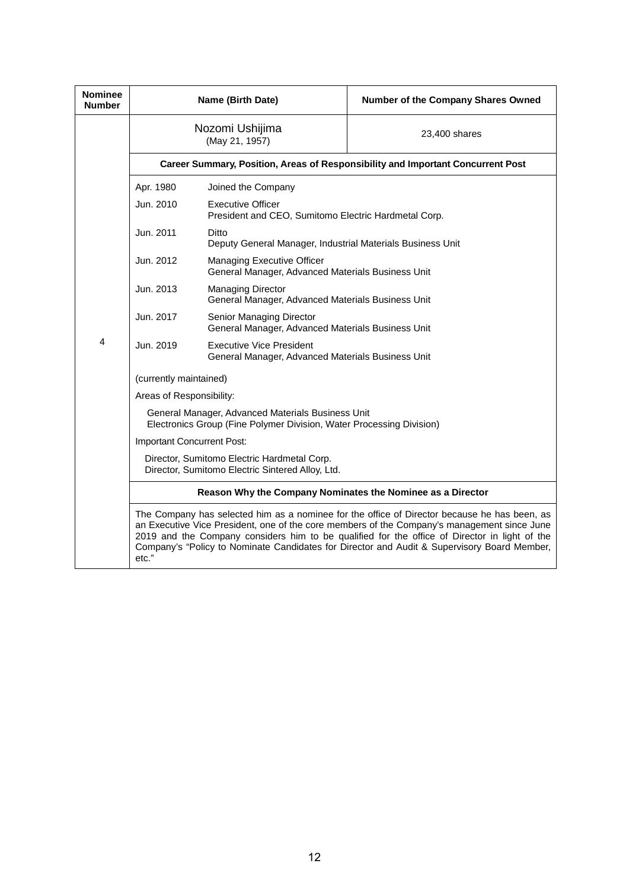| Nominee Number | Name (Birth Date) | Number of the Company Shares Owned |
|---|---|---|
| 4 | Nozomi Ushijima (May 21, 1957) | 23,400 shares |

**Career Summary, Position, Areas of Responsibility and Important Concurrent Post**

| | |
|---|---|
| Apr. 1980 | Joined the Company |
| Jun. 2010 | Executive Officer<br>President and CEO, Sumitomo Electric Hardmetal Corp. |
| Jun. 2011 | Ditto<br>Deputy General Manager, Industrial Materials Business Unit |
| Jun. 2012 | Managing Executive Officer<br>General Manager, Advanced Materials Business Unit |
| Jun. 2013 | Managing Director<br>General Manager, Advanced Materials Business Unit |
| Jun. 2017 | Senior Managing Director<br>General Manager, Advanced Materials Business Unit |
| Jun. 2019 | Executive Vice President<br>General Manager, Advanced Materials Business Unit |

(currently maintained)

Areas of Responsibility:

General Manager, Advanced Materials Business Unit
Electronics Group (Fine Polymer Division, Water Processing Division)

Important Concurrent Post:

Director, Sumitomo Electric Hardmetal Corp.
Director, Sumitomo Electric Sintered Alloy, Ltd.

**Reason Why the Company Nominates the Nominee as a Director**

The Company has selected him as a nominee for the office of Director because he has been, as an Executive Vice President, one of the core members of the Company's management since June 2019 and the Company considers him to be qualified for the office of Director in light of the Company's "Policy to Nominate Candidates for Director and Audit & Supervisory Board Member, etc."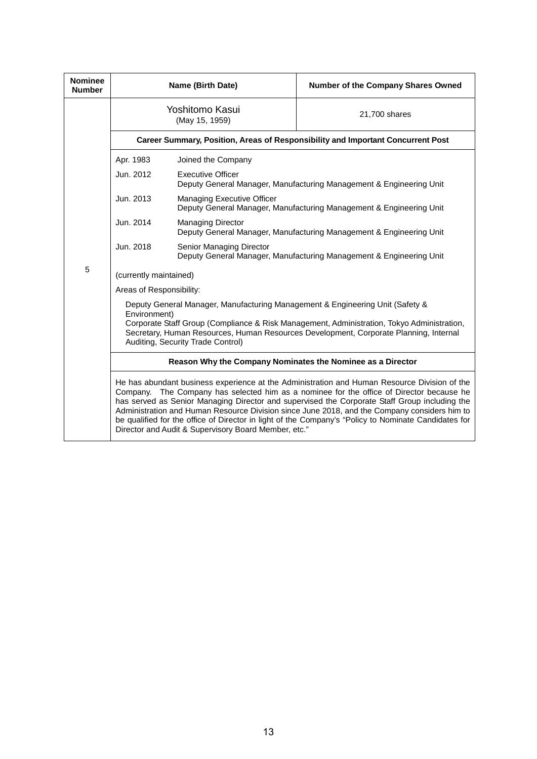| Nominee Number | Name (Birth Date) | Number of the Company Shares Owned |
|---|---|---|
| 5 | Yoshitomo Kasui (May 15, 1959) | 21,700 shares |

**Career Summary, Position, Areas of Responsibility and Important Concurrent Post**

| | |
|---|---|
| Apr. 1983 | Joined the Company |
| Jun. 2012 | Executive Officer<br>Deputy General Manager, Manufacturing Management & Engineering Unit |
| Jun. 2013 | Managing Executive Officer<br>Deputy General Manager, Manufacturing Management & Engineering Unit |
| Jun. 2014 | Managing Director<br>Deputy General Manager, Manufacturing Management & Engineering Unit |
| Jun. 2018 | Senior Managing Director<br>Deputy General Manager, Manufacturing Management & Engineering Unit |

(currently maintained)

Areas of Responsibility:

Deputy General Manager, Manufacturing Management & Engineering Unit (Safety & Environment)
Corporate Staff Group (Compliance & Risk Management, Administration, Tokyo Administration, Secretary, Human Resources, Human Resources Development, Corporate Planning, Internal Auditing, Security Trade Control)

**Reason Why the Company Nominates the Nominee as a Director**

He has abundant business experience at the Administration and Human Resource Division of the Company. The Company has selected him as a nominee for the office of Director because he has served as Senior Managing Director and supervised the Corporate Staff Group including the Administration and Human Resource Division since June 2018, and the Company considers him to be qualified for the office of Director in light of the Company's "Policy to Nominate Candidates for Director and Audit & Supervisory Board Member, etc."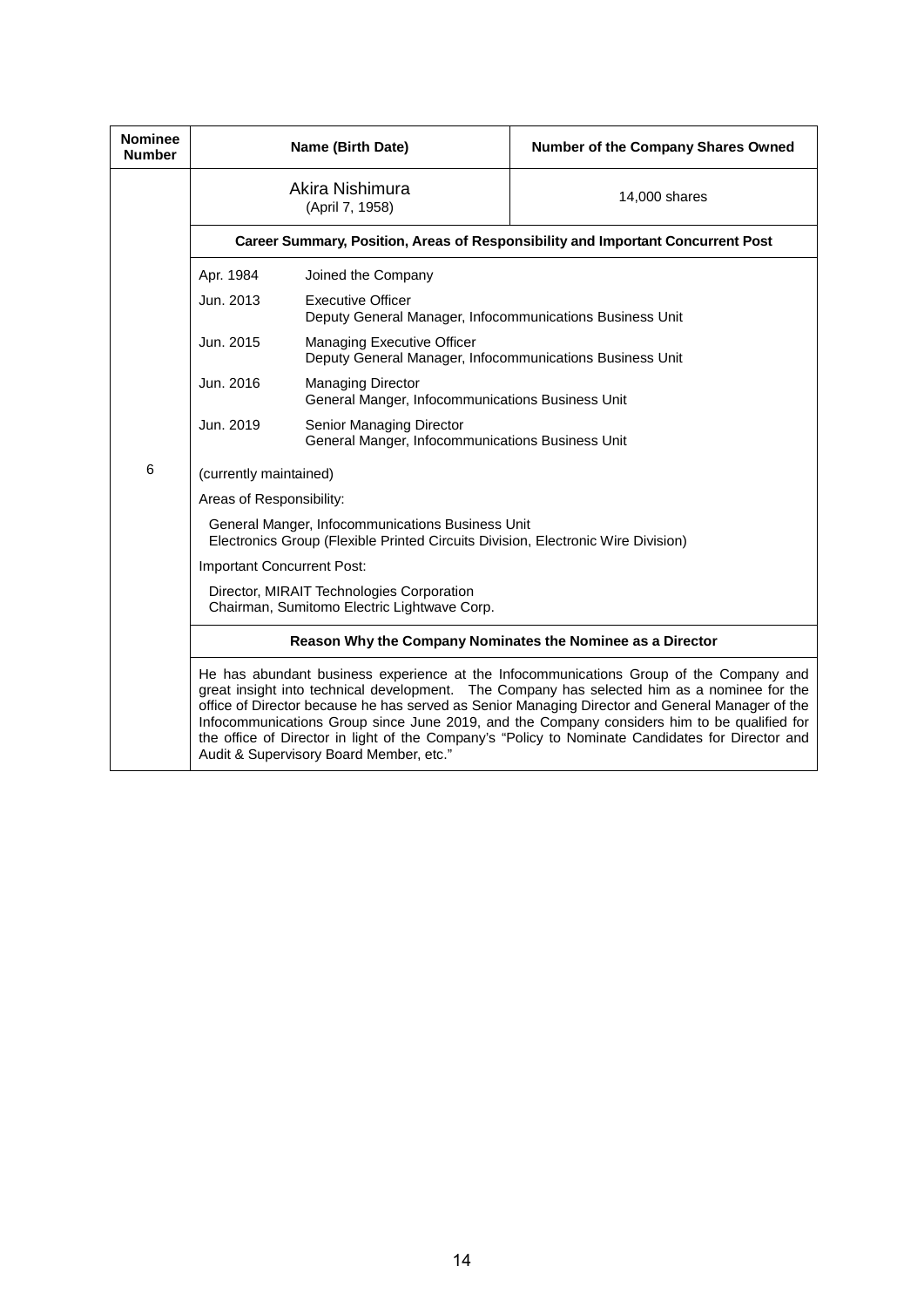| Nominee Number | Name (Birth Date) | Number of the Company Shares Owned |
|---|---|---|
| 6 | Akira Nishimura<br>(April 7, 1958) | 14,000 shares |

**Career Summary, Position, Areas of Responsibility and Important Concurrent Post**

| | |
|---|---|
| Apr. 1984 | Joined the Company |
| Jun. 2013 | Executive Officer<br>Deputy General Manager, Infocommunications Business Unit |
| Jun. 2015 | Managing Executive Officer<br>Deputy General Manager, Infocommunications Business Unit |
| Jun. 2016 | Managing Director<br>General Manger, Infocommunications Business Unit |
| Jun. 2019 | Senior Managing Director<br>General Manger, Infocommunications Business Unit |

(currently maintained)

Areas of Responsibility:

General Manger, Infocommunications Business Unit
Electronics Group (Flexible Printed Circuits Division, Electronic Wire Division)

Important Concurrent Post:

Director, MIRAIT Technologies Corporation
Chairman, Sumitomo Electric Lightwave Corp.

**Reason Why the Company Nominates the Nominee as a Director**

He has abundant business experience at the Infocommunications Group of the Company and great insight into technical development. The Company has selected him as a nominee for the office of Director because he has served as Senior Managing Director and General Manager of the Infocommunications Group since June 2019, and the Company considers him to be qualified for the office of Director in light of the Company's "Policy to Nominate Candidates for Director and Audit & Supervisory Board Member, etc."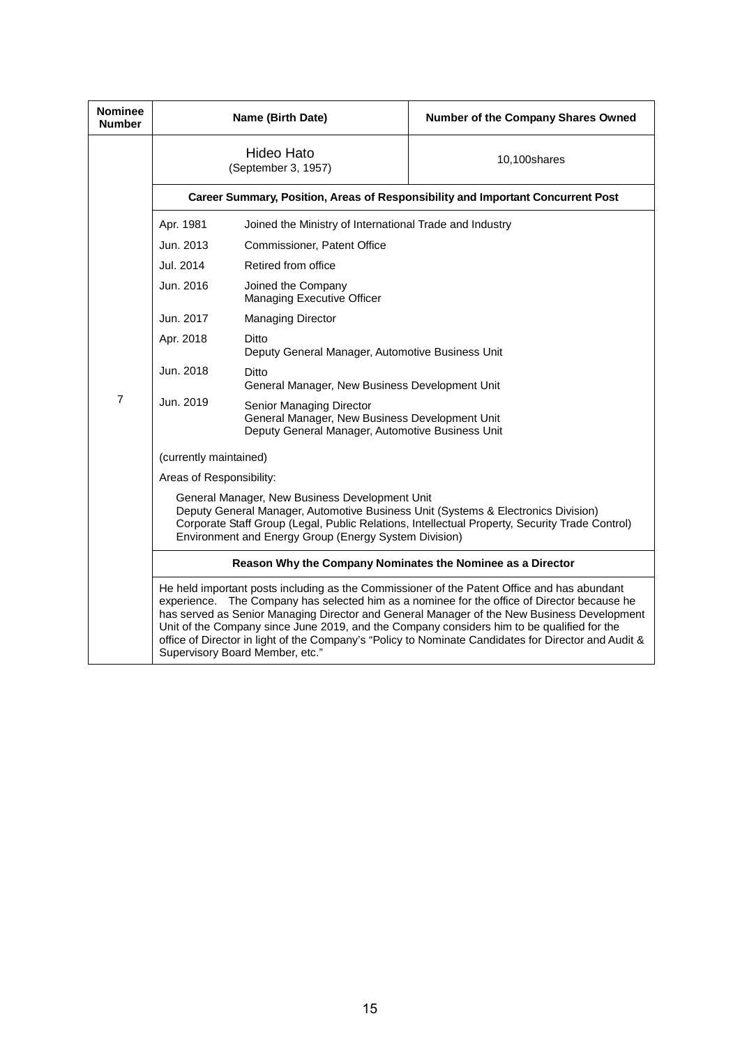| Nominee Number | Name (Birth Date) | Number of the Company Shares Owned |
|---|---|---|
| 7 | Hideo Hato (September 3, 1957) | 10,100shares |

**Career Summary, Position, Areas of Responsibility and Important Concurrent Post**

| | |
|---|---|
| Apr. 1981 | Joined the Ministry of International Trade and Industry |
| Jun. 2013 | Commissioner, Patent Office |
| Jul. 2014 | Retired from office |
| Jun. 2016 | Joined the Company<br>Managing Executive Officer |
| Jun. 2017 | Managing Director |
| Apr. 2018 | Ditto<br>Deputy General Manager, Automotive Business Unit |
| Jun. 2018 | Ditto<br>General Manager, New Business Development Unit |
| Jun. 2019 | Senior Managing Director<br>General Manager, New Business Development Unit<br>Deputy General Manager, Automotive Business Unit |

(currently maintained)

Areas of Responsibility:

General Manager, New Business Development Unit
Deputy General Manager, Automotive Business Unit (Systems & Electronics Division)
Corporate Staff Group (Legal, Public Relations, Intellectual Property, Security Trade Control)
Environment and Energy Group (Energy System Division)

**Reason Why the Company Nominates the Nominee as a Director**

He held important posts including as the Commissioner of the Patent Office and has abundant experience. The Company has selected him as a nominee for the office of Director because he has served as Senior Managing Director and General Manager of the New Business Development Unit of the Company since June 2019, and the Company considers him to be qualified for the office of Director in light of the Company's "Policy to Nominate Candidates for Director and Audit & Supervisory Board Member, etc."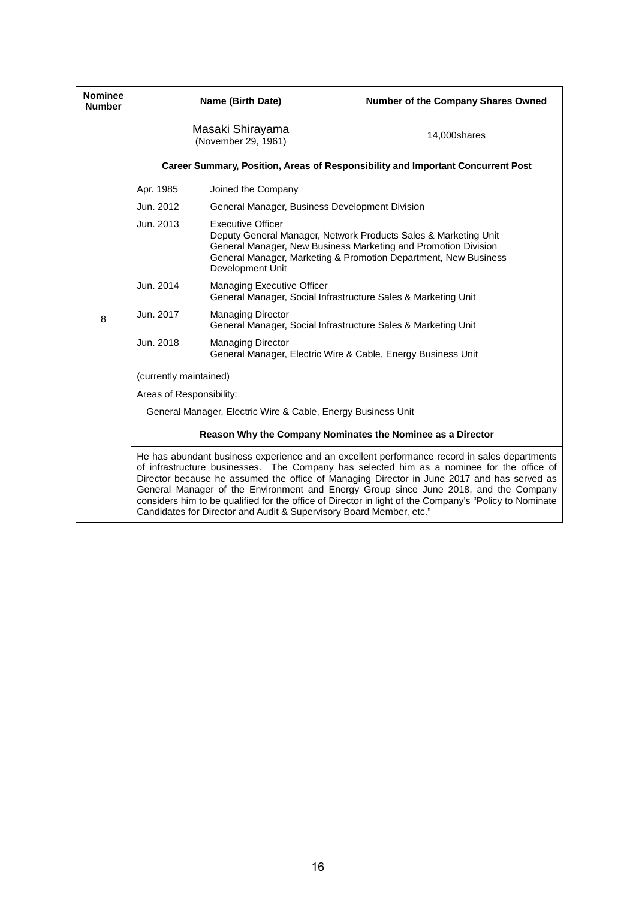| Nominee Number | Name (Birth Date) | | Number of the Company Shares Owned |
|---|---|---|---|
| 8 | Masaki Shirayama (November 29, 1961) | | 14,000shares |
| | **Career Summary, Position, Areas of Responsibility and Important Concurrent Post** | | |
| | Apr. 1985 | Joined the Company | |
| | Jun. 2012 | General Manager, Business Development Division | |
| | Jun. 2013 | Executive Officer<br>Deputy General Manager, Network Products Sales & Marketing Unit<br>General Manager, New Business Marketing and Promotion Division<br>General Manager, Marketing & Promotion Department, New Business Development Unit | |
| | Jun. 2014 | Managing Executive Officer<br>General Manager, Social Infrastructure Sales & Marketing Unit | |
| | Jun. 2017 | Managing Director<br>General Manager, Social Infrastructure Sales & Marketing Unit | |
| | Jun. 2018 | Managing Director<br>General Manager, Electric Wire & Cable, Energy Business Unit | |
| | (currently maintained) | | |
| | Areas of Responsibility:<br>General Manager, Electric Wire & Cable, Energy Business Unit | | |
| | **Reason Why the Company Nominates the Nominee as a Director** | | |
| | He has abundant business experience and an excellent performance record in sales departments of infrastructure businesses. The Company has selected him as a nominee for the office of Director because he assumed the office of Managing Director in June 2017 and has served as General Manager of the Environment and Energy Group since June 2018, and the Company considers him to be qualified for the office of Director in light of the Company's "Policy to Nominate Candidates for Director and Audit & Supervisory Board Member, etc." | | |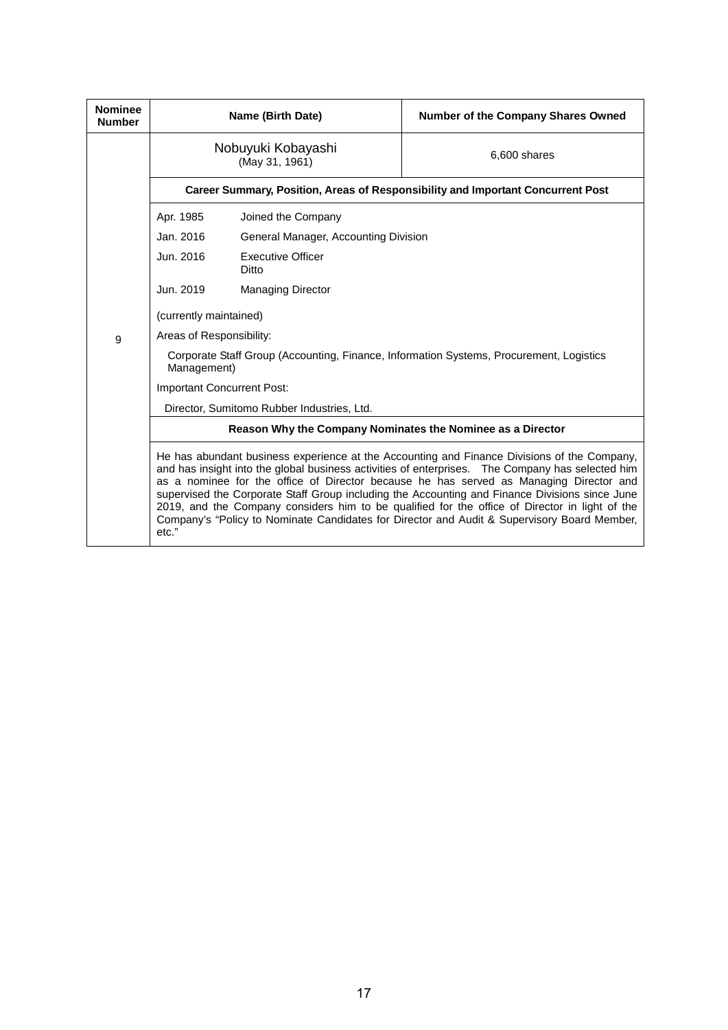| Nominee Number | Name (Birth Date) | Number of the Company Shares Owned |
|---|---|---|
| 9 | Nobuyuki Kobayashi (May 31, 1961) | 6,600 shares |
| | **Career Summary, Position, Areas of Responsibility and Important Concurrent Post** | |
| | Apr. 1985 Joined the Company<br>Jan. 2016 General Manager, Accounting Division<br>Jun. 2016 Executive Officer<br>Ditto<br>Jun. 2019 Managing Director<br>(currently maintained)<br>Areas of Responsibility:<br>Corporate Staff Group (Accounting, Finance, Information Systems, Procurement, Logistics Management)<br>Important Concurrent Post:<br>Director, Sumitomo Rubber Industries, Ltd. | |
| | **Reason Why the Company Nominates the Nominee as a Director** | |
| | He has abundant business experience at the Accounting and Finance Divisions of the Company, and has insight into the global business activities of enterprises. The Company has selected him as a nominee for the office of Director because he has served as Managing Director and supervised the Corporate Staff Group including the Accounting and Finance Divisions since June 2019, and the Company considers him to be qualified for the office of Director in light of the Company's "Policy to Nominate Candidates for Director and Audit & Supervisory Board Member, etc." | |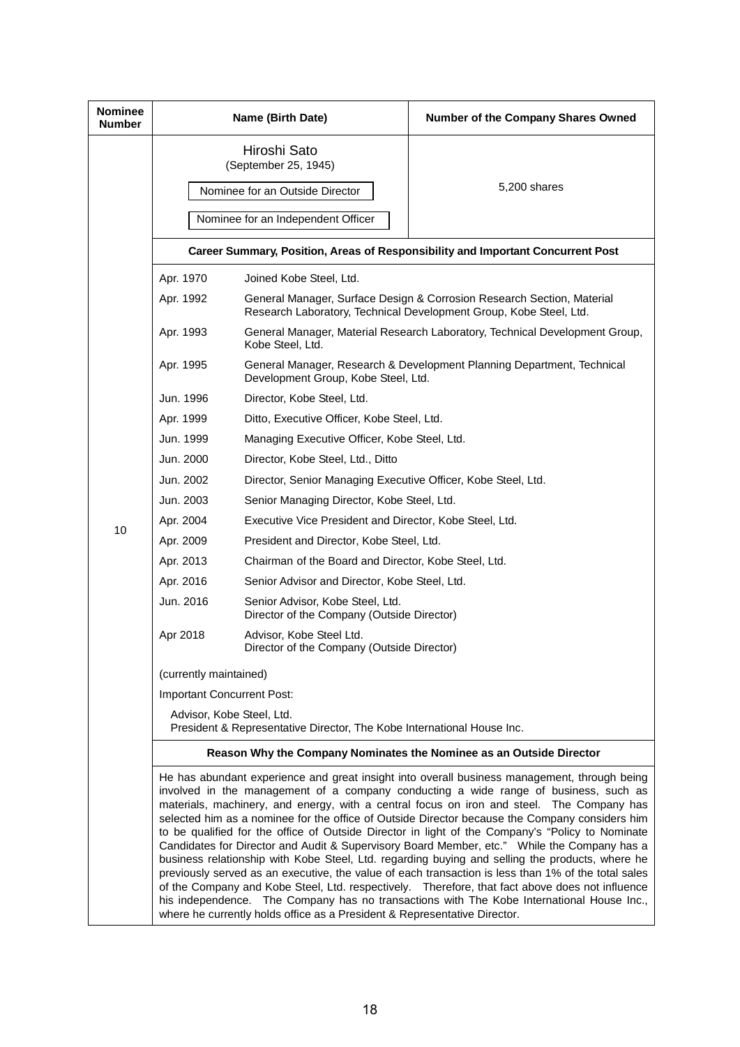| Nominee Number | Name (Birth Date) | Number of the Company Shares Owned |
|---|---|---|
| 10 | Hiroshi Sato (September 25, 1945) Nominee for an Outside Director Nominee for an Independent Officer | 5,200 shares |

**Career Summary, Position, Areas of Responsibility and Important Concurrent Post**

| | |
|---|---|
| Apr. 1970 | Joined Kobe Steel, Ltd. |
| Apr. 1992 | General Manager, Surface Design & Corrosion Research Section, Material Research Laboratory, Technical Development Group, Kobe Steel, Ltd. |
| Apr. 1993 | General Manager, Material Research Laboratory, Technical Development Group, Kobe Steel, Ltd. |
| Apr. 1995 | General Manager, Research & Development Planning Department, Technical Development Group, Kobe Steel, Ltd. |
| Jun. 1996 | Director, Kobe Steel, Ltd. |
| Apr. 1999 | Ditto, Executive Officer, Kobe Steel, Ltd. |
| Jun. 1999 | Managing Executive Officer, Kobe Steel, Ltd. |
| Jun. 2000 | Director, Kobe Steel, Ltd., Ditto |
| Jun. 2002 | Director, Senior Managing Executive Officer, Kobe Steel, Ltd. |
| Jun. 2003 | Senior Managing Director, Kobe Steel, Ltd. |
| Apr. 2004 | Executive Vice President and Director, Kobe Steel, Ltd. |
| Apr. 2009 | President and Director, Kobe Steel, Ltd. |
| Apr. 2013 | Chairman of the Board and Director, Kobe Steel, Ltd. |
| Apr. 2016 | Senior Advisor and Director, Kobe Steel, Ltd. |
| Jun. 2016 | Senior Advisor, Kobe Steel, Ltd. Director of the Company (Outside Director) |
| Apr 2018 | Advisor, Kobe Steel Ltd. Director of the Company (Outside Director) |

(currently maintained)

Important Concurrent Post:

Advisor, Kobe Steel, Ltd.
President & Representative Director, The Kobe International House Inc.

**Reason Why the Company Nominates the Nominee as an Outside Director**

He has abundant experience and great insight into overall business management, through being involved in the management of a company conducting a wide range of business, such as materials, machinery, and energy, with a central focus on iron and steel. The Company has selected him as a nominee for the office of Outside Director because the Company considers him to be qualified for the office of Outside Director in light of the Company's "Policy to Nominate Candidates for Director and Audit & Supervisory Board Member, etc." While the Company has a business relationship with Kobe Steel, Ltd. regarding buying and selling the products, where he previously served as an executive, the value of each transaction is less than 1% of the total sales of the Company and Kobe Steel, Ltd. respectively. Therefore, that fact above does not influence his independence. The Company has no transactions with The Kobe International House Inc., where he currently holds office as a President & Representative Director.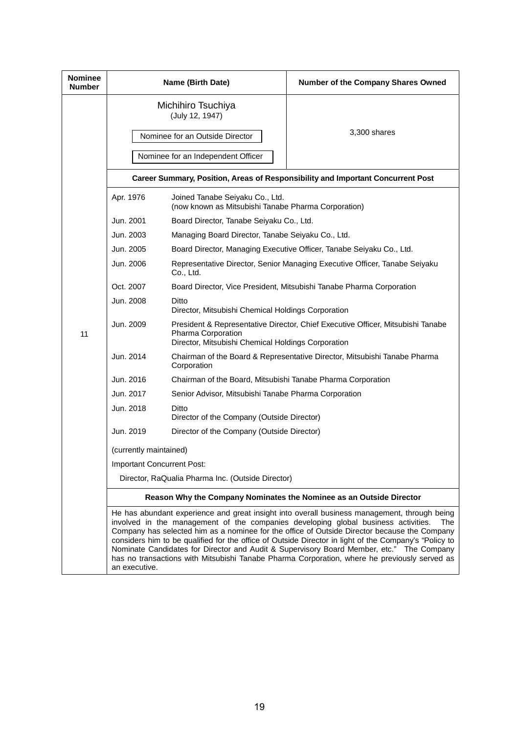| Nominee Number | Name (Birth Date) | Number of the Company Shares Owned |
|---|---|---|
| 11 | Michihiro Tsuchiya (July 12, 1947)<br>Nominee for an Outside Director<br>Nominee for an Independent Officer | 3,300 shares |

**Career Summary, Position, Areas of Responsibility and Important Concurrent Post**

| | |
|---|---|
| Apr. 1976 | Joined Tanabe Seiyaku Co., Ltd. (now known as Mitsubishi Tanabe Pharma Corporation) |
| Jun. 2001 | Board Director, Tanabe Seiyaku Co., Ltd. |
| Jun. 2003 | Managing Board Director, Tanabe Seiyaku Co., Ltd. |
| Jun. 2005 | Board Director, Managing Executive Officer, Tanabe Seiyaku Co., Ltd. |
| Jun. 2006 | Representative Director, Senior Managing Executive Officer, Tanabe Seiyaku Co., Ltd. |
| Oct. 2007 | Board Director, Vice President, Mitsubishi Tanabe Pharma Corporation |
| Jun. 2008 | Ditto<br>Director, Mitsubishi Chemical Holdings Corporation |
| Jun. 2009 | President & Representative Director, Chief Executive Officer, Mitsubishi Tanabe Pharma Corporation<br>Director, Mitsubishi Chemical Holdings Corporation |
| Jun. 2014 | Chairman of the Board & Representative Director, Mitsubishi Tanabe Pharma Corporation |
| Jun. 2016 | Chairman of the Board, Mitsubishi Tanabe Pharma Corporation |
| Jun. 2017 | Senior Advisor, Mitsubishi Tanabe Pharma Corporation |
| Jun. 2018 | Ditto<br>Director of the Company (Outside Director) |
| Jun. 2019 | Director of the Company (Outside Director) |

(currently maintained)

Important Concurrent Post:

Director, RaQualia Pharma Inc. (Outside Director)

**Reason Why the Company Nominates the Nominee as an Outside Director**

He has abundant experience and great insight into overall business management, through being involved in the management of the companies developing global business activities. The Company has selected him as a nominee for the office of Outside Director because the Company considers him to be qualified for the office of Outside Director in light of the Company's "Policy to Nominate Candidates for Director and Audit & Supervisory Board Member, etc." The Company has no transactions with Mitsubishi Tanabe Pharma Corporation, where he previously served as an executive.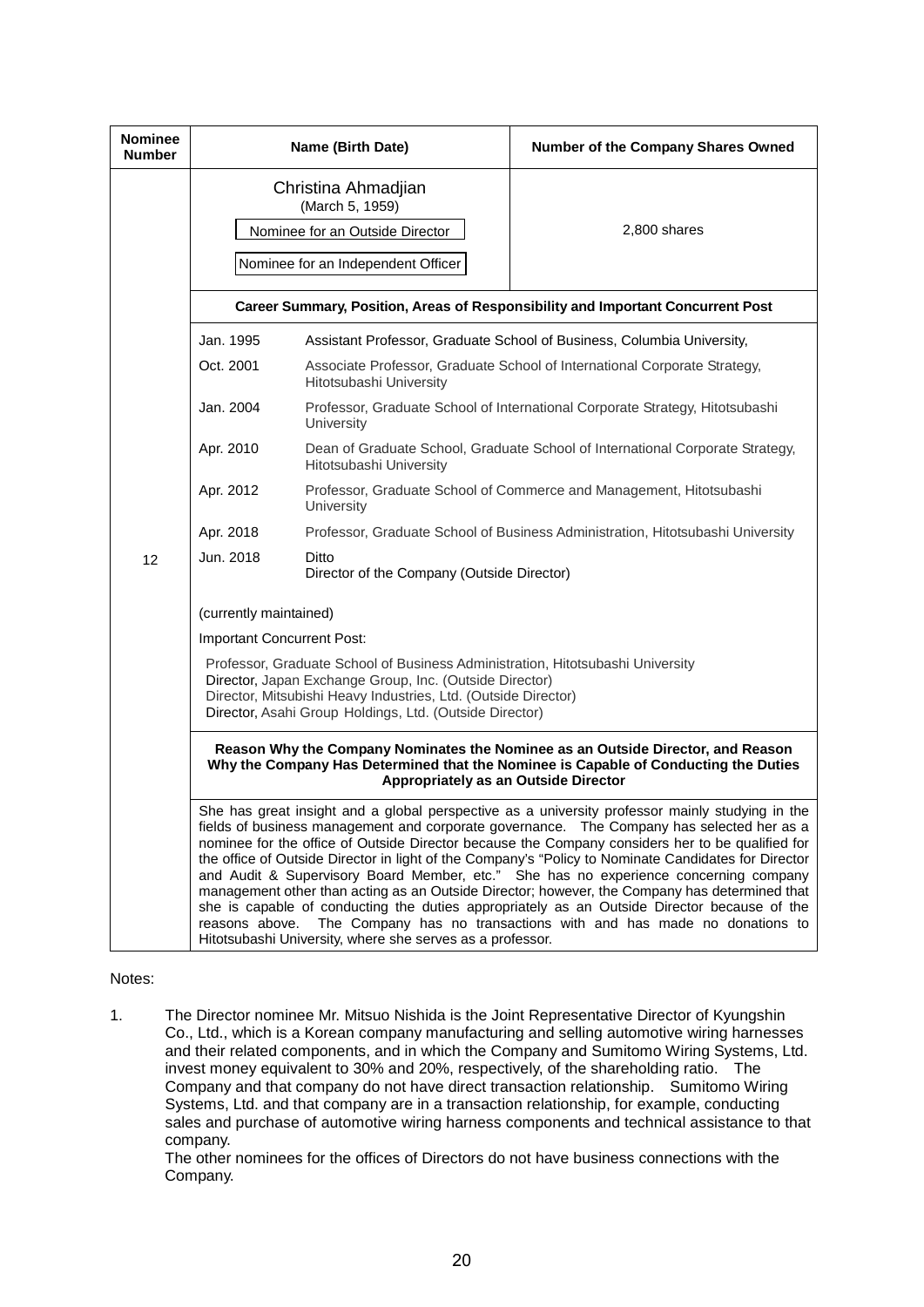| Nominee Number | Name (Birth Date) | Number of the Company Shares Owned |
|---|---|---|
| 12 | Christina Ahmadjian (March 5, 1959) Nominee for an Outside Director Nominee for an Independent Officer | 2,800 shares |

**Career Summary, Position, Areas of Responsibility and Important Concurrent Post**

| | |
|---|---|
| Jan. 1995 | Assistant Professor, Graduate School of Business, Columbia University, |
| Oct. 2001 | Associate Professor, Graduate School of International Corporate Strategy, Hitotsubashi University |
| Jan. 2004 | Professor, Graduate School of International Corporate Strategy, Hitotsubashi University |
| Apr. 2010 | Dean of Graduate School, Graduate School of International Corporate Strategy, Hitotsubashi University |
| Apr. 2012 | Professor, Graduate School of Commerce and Management, Hitotsubashi University |
| Apr. 2018 | Professor, Graduate School of Business Administration, Hitotsubashi University |
| Jun. 2018 | Ditto<br>Director of the Company (Outside Director) |

(currently maintained)

Important Concurrent Post:

Professor, Graduate School of Business Administration, Hitotsubashi University
Director, Japan Exchange Group, Inc. (Outside Director)
Director, Mitsubishi Heavy Industries, Ltd. (Outside Director)
Director, Asahi Group Holdings, Ltd. (Outside Director)

**Reason Why the Company Nominates the Nominee as an Outside Director, and Reason Why the Company Has Determined that the Nominee is Capable of Conducting the Duties Appropriately as an Outside Director**

She has great insight and a global perspective as a university professor mainly studying in the fields of business management and corporate governance. The Company has selected her as a nominee for the office of Outside Director because the Company considers her to be qualified for the office of Outside Director in light of the Company's "Policy to Nominate Candidates for Director and Audit & Supervisory Board Member, etc." She has no experience concerning company management other than acting as an Outside Director; however, the Company has determined that she is capable of conducting the duties appropriately as an Outside Director because of the reasons above. The Company has no transactions with and has made no donations to Hitotsubashi University, where she serves as a professor.

Notes:

1. The Director nominee Mr. Mitsuo Nishida is the Joint Representative Director of Kyungshin Co., Ltd., which is a Korean company manufacturing and selling automotive wiring harnesses and their related components, and in which the Company and Sumitomo Wiring Systems, Ltd. invest money equivalent to 30% and 20%, respectively, of the shareholding ratio. The Company and that company do not have direct transaction relationship. Sumitomo Wiring Systems, Ltd. and that company are in a transaction relationship, for example, conducting sales and purchase of automotive wiring harness components and technical assistance to that company.
   The other nominees for the offices of Directors do not have business connections with the Company.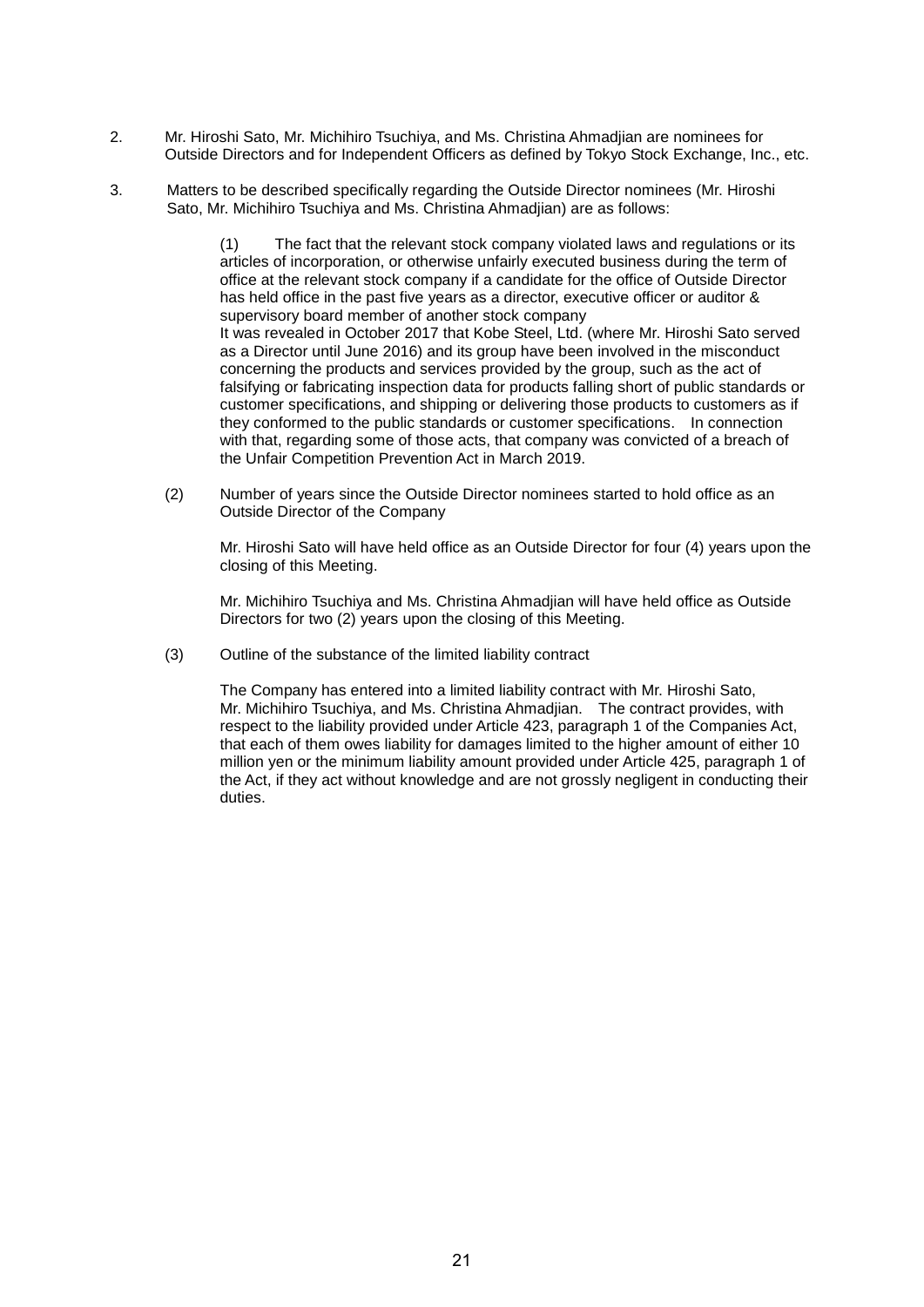2. Mr. Hiroshi Sato, Mr. Michihiro Tsuchiya, and Ms. Christina Ahmadjian are nominees for Outside Directors and for Independent Officers as defined by Tokyo Stock Exchange, Inc., etc.

3. Matters to be described specifically regarding the Outside Director nominees (Mr. Hiroshi Sato, Mr. Michihiro Tsuchiya and Ms. Christina Ahmadjian) are as follows:

   (1) The fact that the relevant stock company violated laws and regulations or its articles of incorporation, or otherwise unfairly executed business during the term of office at the relevant stock company if a candidate for the office of Outside Director has held office in the past five years as a director, executive officer or auditor & supervisory board member of another stock company
   It was revealed in October 2017 that Kobe Steel, Ltd. (where Mr. Hiroshi Sato served as a Director until June 2016) and its group have been involved in the misconduct concerning the products and services provided by the group, such as the act of falsifying or fabricating inspection data for products falling short of public standards or customer specifications, and shipping or delivering those products to customers as if they conformed to the public standards or customer specifications. In connection with that, regarding some of those acts, that company was convicted of a breach of the Unfair Competition Prevention Act in March 2019.

   (2) Number of years since the Outside Director nominees started to hold office as an Outside Director of the Company

   Mr. Hiroshi Sato will have held office as an Outside Director for four (4) years upon the closing of this Meeting.

   Mr. Michihiro Tsuchiya and Ms. Christina Ahmadjian will have held office as Outside Directors for two (2) years upon the closing of this Meeting.

   (3) Outline of the substance of the limited liability contract

   The Company has entered into a limited liability contract with Mr. Hiroshi Sato, Mr. Michihiro Tsuchiya, and Ms. Christina Ahmadjian. The contract provides, with respect to the liability provided under Article 423, paragraph 1 of the Companies Act, that each of them owes liability for damages limited to the higher amount of either 10 million yen or the minimum liability amount provided under Article 425, paragraph 1 of the Act, if they act without knowledge and are not grossly negligent in conducting their duties.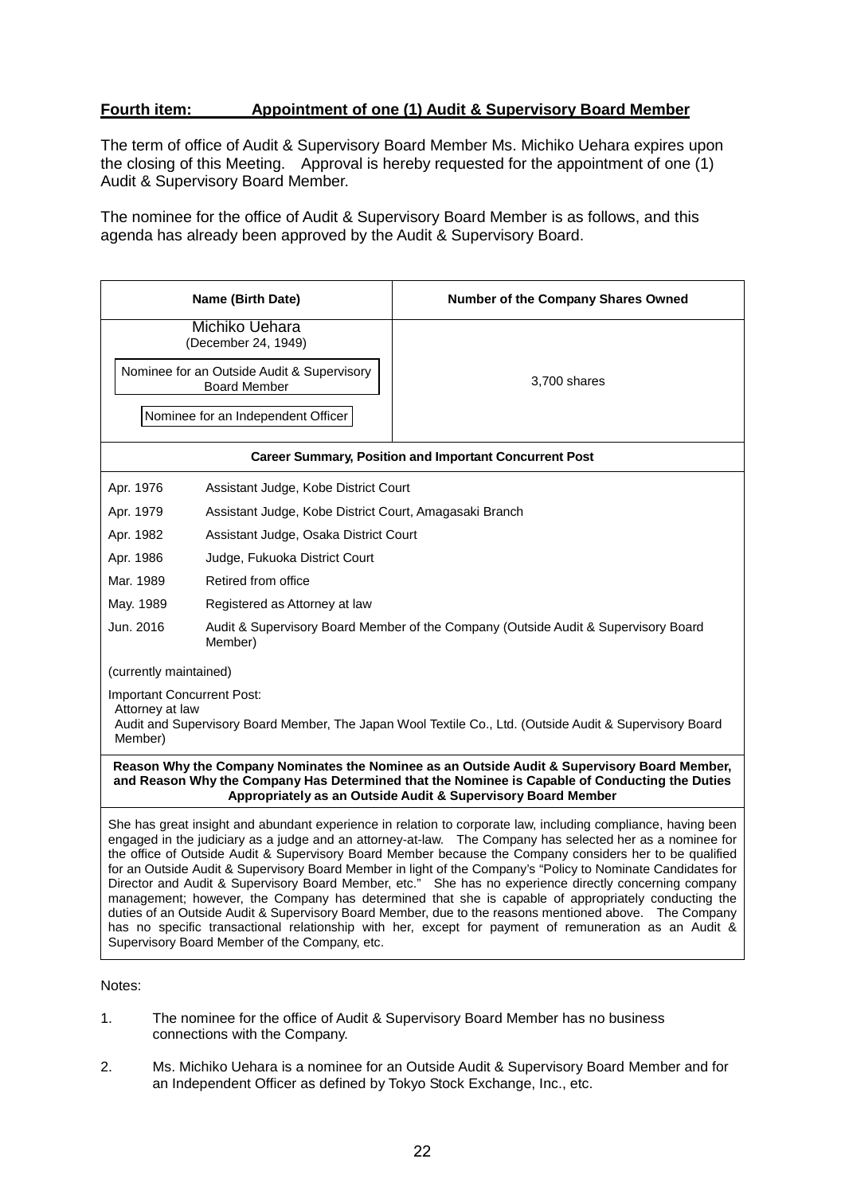**Fourth item: Appointment of one (1) Audit & Supervisory Board Member**

The term of office of Audit & Supervisory Board Member Ms. Michiko Uehara expires upon the closing of this Meeting. Approval is hereby requested for the appointment of one (1) Audit & Supervisory Board Member.

The nominee for the office of Audit & Supervisory Board Member is as follows, and this agenda has already been approved by the Audit & Supervisory Board.

| Name (Birth Date) | Number of the Company Shares Owned |
|---|---|
| Michiko Uehara<br>(December 24, 1949)<br>Nominee for an Outside Audit & Supervisory Board Member<br>Nominee for an Independent Officer | 3,700 shares |

**Career Summary, Position and Important Concurrent Post**

| | |
|---|---|
| Apr. 1976 | Assistant Judge, Kobe District Court |
| Apr. 1979 | Assistant Judge, Kobe District Court, Amagasaki Branch |
| Apr. 1982 | Assistant Judge, Osaka District Court |
| Apr. 1986 | Judge, Fukuoka District Court |
| Mar. 1989 | Retired from office |
| May. 1989 | Registered as Attorney at law |
| Jun. 2016 | Audit & Supervisory Board Member of the Company (Outside Audit & Supervisory Board Member) |

(currently maintained)

Important Concurrent Post:
Attorney at law
Audit and Supervisory Board Member, The Japan Wool Textile Co., Ltd. (Outside Audit & Supervisory Board Member)

**Reason Why the Company Nominates the Nominee as an Outside Audit & Supervisory Board Member, and Reason Why the Company Has Determined that the Nominee is Capable of Conducting the Duties Appropriately as an Outside Audit & Supervisory Board Member**

She has great insight and abundant experience in relation to corporate law, including compliance, having been engaged in the judiciary as a judge and an attorney-at-law. The Company has selected her as a nominee for the office of Outside Audit & Supervisory Board Member because the Company considers her to be qualified for an Outside Audit & Supervisory Board Member in light of the Company's "Policy to Nominate Candidates for Director and Audit & Supervisory Board Member, etc." She has no experience directly concerning company management; however, the Company has determined that she is capable of appropriately conducting the duties of an Outside Audit & Supervisory Board Member, due to the reasons mentioned above. The Company has no specific transactional relationship with her, except for payment of remuneration as an Audit & Supervisory Board Member of the Company, etc.

Notes:

1. The nominee for the office of Audit & Supervisory Board Member has no business connections with the Company.

2. Ms. Michiko Uehara is a nominee for an Outside Audit & Supervisory Board Member and for an Independent Officer as defined by Tokyo Stock Exchange, Inc., etc.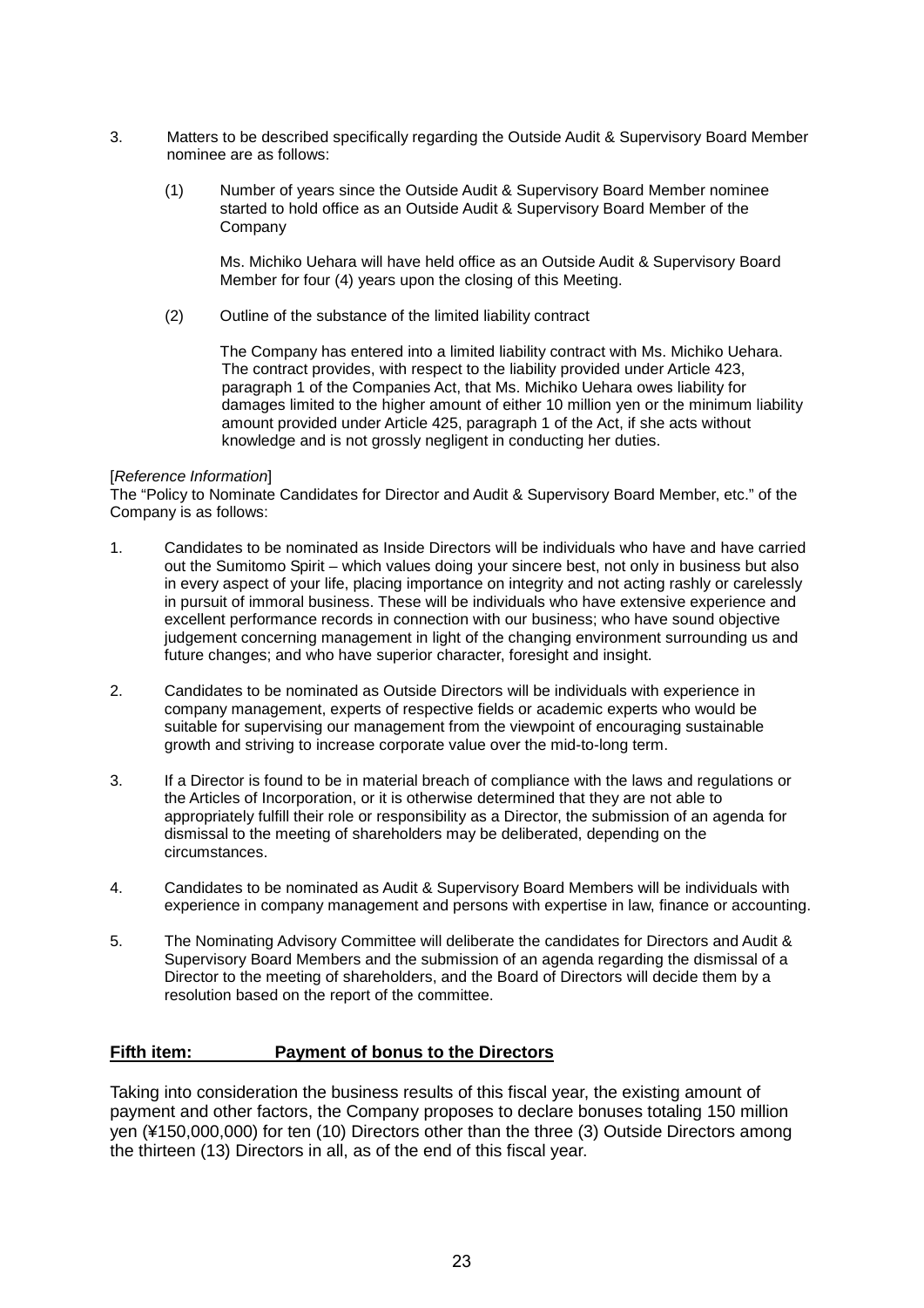3. Matters to be described specifically regarding the Outside Audit & Supervisory Board Member nominee are as follows:

   (1) Number of years since the Outside Audit & Supervisory Board Member nominee started to hold office as an Outside Audit & Supervisory Board Member of the Company

   Ms. Michiko Uehara will have held office as an Outside Audit & Supervisory Board Member for four (4) years upon the closing of this Meeting.

   (2) Outline of the substance of the limited liability contract

   The Company has entered into a limited liability contract with Ms. Michiko Uehara. The contract provides, with respect to the liability provided under Article 423, paragraph 1 of the Companies Act, that Ms. Michiko Uehara owes liability for damages limited to the higher amount of either 10 million yen or the minimum liability amount provided under Article 425, paragraph 1 of the Act, if she acts without knowledge and is not grossly negligent in conducting her duties.

[*Reference Information*]
The "Policy to Nominate Candidates for Director and Audit & Supervisory Board Member, etc." of the Company is as follows:

1. Candidates to be nominated as Inside Directors will be individuals who have and have carried out the Sumitomo Spirit – which values doing your sincere best, not only in business but also in every aspect of your life, placing importance on integrity and not acting rashly or carelessly in pursuit of immoral business. These will be individuals who have extensive experience and excellent performance records in connection with our business; who have sound objective judgement concerning management in light of the changing environment surrounding us and future changes; and who have superior character, foresight and insight.

2. Candidates to be nominated as Outside Directors will be individuals with experience in company management, experts of respective fields or academic experts who would be suitable for supervising our management from the viewpoint of encouraging sustainable growth and striving to increase corporate value over the mid-to-long term.

3. If a Director is found to be in material breach of compliance with the laws and regulations or the Articles of Incorporation, or it is otherwise determined that they are not able to appropriately fulfill their role or responsibility as a Director, the submission of an agenda for dismissal to the meeting of shareholders may be deliberated, depending on the circumstances.

4. Candidates to be nominated as Audit & Supervisory Board Members will be individuals with experience in company management and persons with expertise in law, finance or accounting.

5. The Nominating Advisory Committee will deliberate the candidates for Directors and Audit & Supervisory Board Members and the submission of an agenda regarding the dismissal of a Director to the meeting of shareholders, and the Board of Directors will decide them by a resolution based on the report of the committee.

**Fifth item: Payment of bonus to the Directors**

Taking into consideration the business results of this fiscal year, the existing amount of payment and other factors, the Company proposes to declare bonuses totaling 150 million yen (¥150,000,000) for ten (10) Directors other than the three (3) Outside Directors among the thirteen (13) Directors in all, as of the end of this fiscal year.